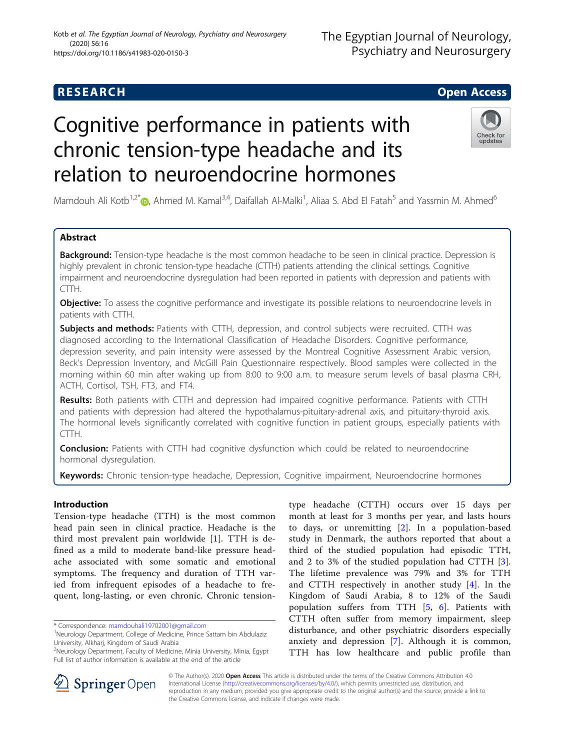RESEARCH

Open Access

# Cognitive performance in patients with chronic tension-type headache and its relation to neuroendocrine hormones

Mamdouh Ali Kotb[1,2*], Ahmed M. Kamal[3,4], Daifallah Al-Malki[1], Aliaa S. Abd El Fatah[5] and Yassmin M. Ahmed[6]

## Abstract

**Background:** Tension-type headache is the most common headache to be seen in clinical practice. Depression is highly prevalent in chronic tension-type headache (CTTH) patients attending the clinical settings. Cognitive impairment and neuroendocrine dysregulation had been reported in patients with depression and patients with CTTH.

**Objective:** To assess the cognitive performance and investigate its possible relations to neuroendocrine levels in patients with CTTH.

**Subjects and methods:** Patients with CTTH, depression, and control subjects were recruited. CTTH was diagnosed according to the International Classification of Headache Disorders. Cognitive performance, depression severity, and pain intensity were assessed by the Montreal Cognitive Assessment Arabic version, Beck's Depression Inventory, and McGill Pain Questionnaire respectively. Blood samples were collected in the morning within 60 min after waking up from 8:00 to 9:00 a.m. to measure serum levels of basal plasma CRH, ACTH, Cortisol, TSH, FT3, and FT4.

**Results:** Both patients with CTTH and depression had impaired cognitive performance. Patients with CTTH and patients with depression had altered the hypothalamus-pituitary-adrenal axis, and pituitary-thyroid axis. The hormonal levels significantly correlated with cognitive function in patient groups, especially patients with CTTH.

**Conclusion:** Patients with CTTH had cognitive dysfunction which could be related to neuroendocrine hormonal dysregulation.

**Keywords:** Chronic tension-type headache, Depression, Cognitive impairment, Neuroendocrine hormones

## Introduction

Tension-type headache (TTH) is the most common head pain seen in clinical practice. Headache is the third most prevalent pain worldwide [1]. TTH is defined as a mild to moderate band-like pressure headache associated with some somatic and emotional symptoms. The frequency and duration of TTH varied from infrequent episodes of a headache to frequent, long-lasting, or even chronic. Chronic tension-type headache (CTTH) occurs over 15 days per month at least for 3 months per year, and lasts hours to days, or unremitting [2]. In a population-based study in Denmark, the authors reported that about a third of the studied population had episodic TTH, and 2 to 3% of the studied population had CTTH [3]. The lifetime prevalence was 79% and 3% for TTH and CTTH respectively in another study [4]. In the Kingdom of Saudi Arabia, 8 to 12% of the Saudi population suffers from TTH [5, 6]. Patients with CTTH often suffer from memory impairment, sleep disturbance, and other psychiatric disorders especially anxiety and depression [7]. Although it is common, TTH has low healthcare and public profile than

* Correspondence: mamdouhali19702001@gmail.com
[1]Neurology Department, College of Medicine, Prince Sattam bin Abdulaziz University, Alkharj, Kingdom of Saudi Arabia
[2]Neurology Department, Faculty of Medicine, Minia University, Minia, Egypt
Full list of author information is available at the end of the article

© The Author(s). 2020 **Open Access** This article is distributed under the terms of the Creative Commons Attribution 4.0 International License (http://creativecommons.org/licenses/by/4.0/), which permits unrestricted use, distribution, and reproduction in any medium, provided you give appropriate credit to the original author(s) and the source, provide a link to the Creative Commons license, and indicate if changes were made.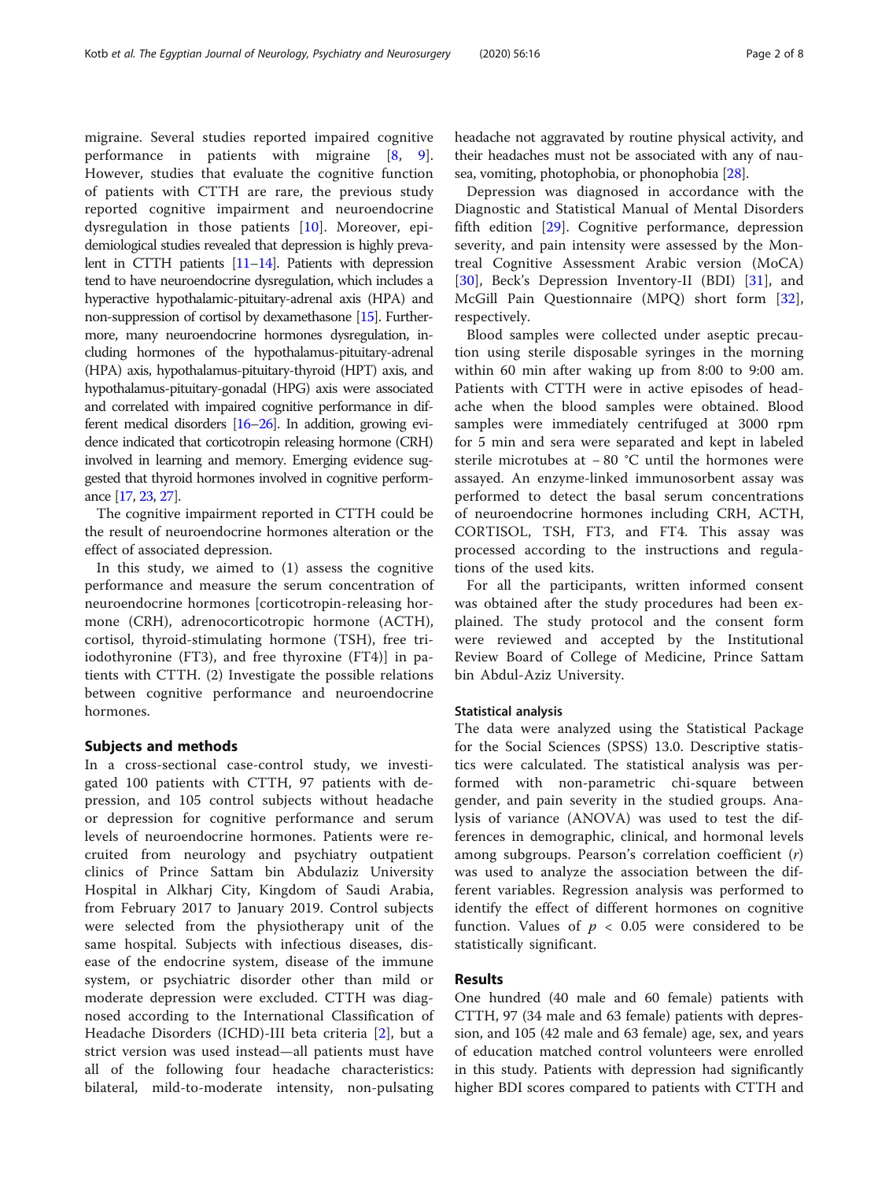migraine. Several studies reported impaired cognitive performance in patients with migraine [8, 9]. However, studies that evaluate the cognitive function of patients with CTTH are rare, the previous study reported cognitive impairment and neuroendocrine dysregulation in those patients [10]. Moreover, epidemiological studies revealed that depression is highly prevalent in CTTH patients [11–14]. Patients with depression tend to have neuroendocrine dysregulation, which includes a hyperactive hypothalamic-pituitary-adrenal axis (HPA) and non-suppression of cortisol by dexamethasone [15]. Furthermore, many neuroendocrine hormones dysregulation, including hormones of the hypothalamus-pituitary-adrenal (HPA) axis, hypothalamus-pituitary-thyroid (HPT) axis, and hypothalamus-pituitary-gonadal (HPG) axis were associated and correlated with impaired cognitive performance in different medical disorders [16–26]. In addition, growing evidence indicated that corticotropin releasing hormone (CRH) involved in learning and memory. Emerging evidence suggested that thyroid hormones involved in cognitive performance [17, 23, 27].

The cognitive impairment reported in CTTH could be the result of neuroendocrine hormones alteration or the effect of associated depression.

In this study, we aimed to (1) assess the cognitive performance and measure the serum concentration of neuroendocrine hormones [corticotropin-releasing hormone (CRH), adrenocorticotropic hormone (ACTH), cortisol, thyroid-stimulating hormone (TSH), free triiodothyronine (FT3), and free thyroxine (FT4)] in patients with CTTH. (2) Investigate the possible relations between cognitive performance and neuroendocrine hormones.

## Subjects and methods

In a cross-sectional case-control study, we investigated 100 patients with CTTH, 97 patients with depression, and 105 control subjects without headache or depression for cognitive performance and serum levels of neuroendocrine hormones. Patients were recruited from neurology and psychiatry outpatient clinics of Prince Sattam bin Abdulaziz University Hospital in Alkharj City, Kingdom of Saudi Arabia, from February 2017 to January 2019. Control subjects were selected from the physiotherapy unit of the same hospital. Subjects with infectious diseases, disease of the endocrine system, disease of the immune system, or psychiatric disorder other than mild or moderate depression were excluded. CTTH was diagnosed according to the International Classification of Headache Disorders (ICHD)-III beta criteria [2], but a strict version was used instead—all patients must have all of the following four headache characteristics: bilateral, mild-to-moderate intensity, non-pulsating headache not aggravated by routine physical activity, and their headaches must not be associated with any of nausea, vomiting, photophobia, or phonophobia [28].

Depression was diagnosed in accordance with the Diagnostic and Statistical Manual of Mental Disorders fifth edition [29]. Cognitive performance, depression severity, and pain intensity were assessed by the Montreal Cognitive Assessment Arabic version (MoCA) [30], Beck's Depression Inventory-II (BDI) [31], and McGill Pain Questionnaire (MPQ) short form [32], respectively.

Blood samples were collected under aseptic precaution using sterile disposable syringes in the morning within 60 min after waking up from 8:00 to 9:00 am. Patients with CTTH were in active episodes of headache when the blood samples were obtained. Blood samples were immediately centrifuged at 3000 rpm for 5 min and sera were separated and kept in labeled sterile microtubes at − 80 °C until the hormones were assayed. An enzyme-linked immunosorbent assay was performed to detect the basal serum concentrations of neuroendocrine hormones including CRH, ACTH, CORTISOL, TSH, FT3, and FT4. This assay was processed according to the instructions and regulations of the used kits.

For all the participants, written informed consent was obtained after the study procedures had been explained. The study protocol and the consent form were reviewed and accepted by the Institutional Review Board of College of Medicine, Prince Sattam bin Abdul-Aziz University.

### Statistical analysis

The data were analyzed using the Statistical Package for the Social Sciences (SPSS) 13.0. Descriptive statistics were calculated. The statistical analysis was performed with non-parametric chi-square between gender, and pain severity in the studied groups. Analysis of variance (ANOVA) was used to test the differences in demographic, clinical, and hormonal levels among subgroups. Pearson's correlation coefficient ($r$) was used to analyze the association between the different variables. Regression analysis was performed to identify the effect of different hormones on cognitive function. Values of $p < 0.05$ were considered to be statistically significant.

## Results

One hundred (40 male and 60 female) patients with CTTH, 97 (34 male and 63 female) patients with depression, and 105 (42 male and 63 female) age, sex, and years of education matched control volunteers were enrolled in this study. Patients with depression had significantly higher BDI scores compared to patients with CTTH and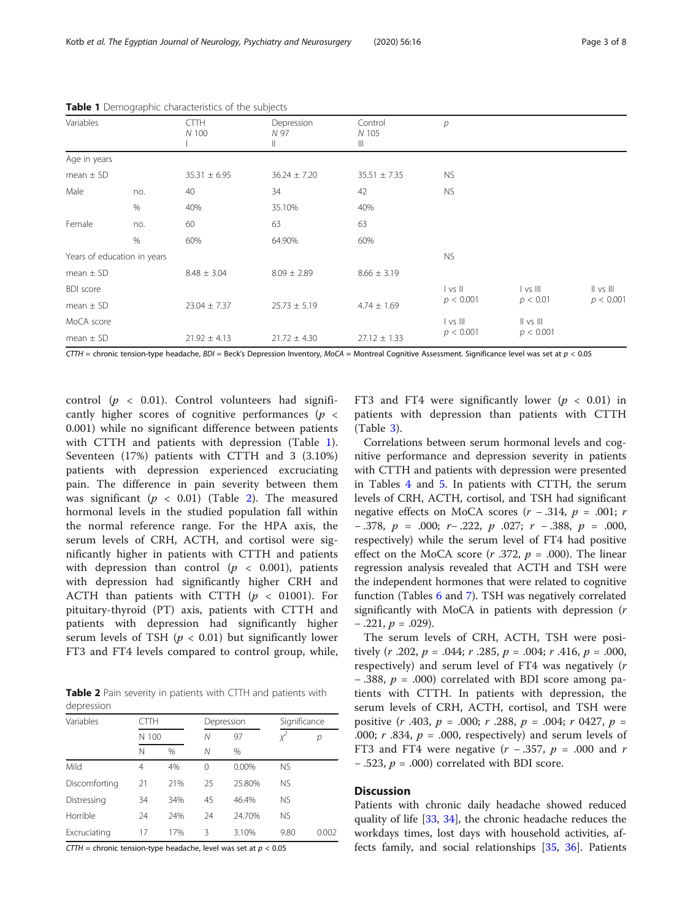**Table 1** Demographic characteristics of the subjects

| Variables | | CTTH N 100 I | Depression N 97 II | Control N 105 III | p | | |
|---|---|---|---|---|---|---|---|
| Age in years | | | | | | | |
| mean ± SD | | 35.31 ± 6.95 | 36.24 ± 7.20 | 35.51 ± 7.35 | NS | | |
| Male | no. | 40 | 34 | 42 | NS | | |
| | % | 40% | 35.10% | 40% | | | |
| Female | no. | 60 | 63 | 63 | | | |
| | % | 60% | 64.90% | 60% | | | |
| Years of education in years | | | | | NS | | |
| mean ± SD | | 8.48 ± 3.04 | 8.09 ± 2.89 | 8.66 ± 3.19 | | | |
| BDI score | | | | | I vs II | I vs III | II vs III |
| mean ± SD | | 23.04 ± 7.37 | 25.73 ± 5.19 | 4.74 ± 1.69 | $p < 0.001$ | $p < 0.01$ | $p < 0.001$ |
| MoCA score | | | | | I vs III | II vs III | |
| mean ± SD | | 21.92 ± 4.13 | 21.72 ± 4.30 | 27.12 ± 1.33 | $p < 0.001$ | $p < 0.001$ | |

*CTTH* = chronic tension-type headache, *BDI* = Beck's Depression Inventory, *MoCA* = Montreal Cognitive Assessment. Significance level was set at $p < 0.05$

control ($p < 0.01$). Control volunteers had significantly higher scores of cognitive performances ($p < 0.001$) while no significant difference between patients with CTTH and patients with depression (Table 1). Seventeen (17%) patients with CTTH and 3 (3.10%) patients with depression experienced excruciating pain. The difference in pain severity between them was significant ($p < 0.01$) (Table 2). The measured hormonal levels in the studied population fall within the normal reference range. For the HPA axis, the serum levels of CRH, ACTH, and cortisol were significantly higher in patients with CTTH and patients with depression than control ($p < 0.001$), patients with depression had significantly higher CRH and ACTH than patients with CTTH ($p <$ 01001). For pituitary-thyroid (PT) axis, patients with CTTH and patients with depression had significantly higher serum levels of TSH ($p < 0.01$) but significantly lower FT3 and FT4 levels compared to control group, while, FT3 and FT4 were significantly lower ($p < 0.01$) in patients with depression than patients with CTTH (Table 3).

**Table 2** Pain severity in patients with CTTH and patients with depression

| Variables | CTTH | | Depression | | Significance | |
|---|---|---|---|---|---|---|
| | N 100 | | N | 97 | $\chi^2$ | p |
| | N | % | N | % | | |
| Mild | 4 | 4% | 0 | 0.00% | NS | |
| Discomforting | 21 | 21% | 25 | 25.80% | NS | |
| Distressing | 34 | 34% | 45 | 46.4% | NS | |
| Horrible | 24 | 24% | 24 | 24.70% | NS | |
| Excruciating | 17 | 17% | 3 | 3.10% | 9.80 | 0.002 |

*CTTH* = chronic tension-type headache, level was set at $p < 0.05$

Correlations between serum hormonal levels and cognitive performance and depression severity in patients with CTTH and patients with depression were presented in Tables 4 and 5. In patients with CTTH, the serum levels of CRH, ACTH, cortisol, and TSH had significant negative effects on MoCA scores ($r$ − .314, $p$ = .001; $r$ − .378, $p$ = .000; $r$− .222, $p$ .027; $r$ − .388, $p$ = .000, respectively) while the serum level of FT4 had positive effect on the MoCA score ($r$ .372, $p$ = .000). The linear regression analysis revealed that ACTH and TSH were the independent hormones that were related to cognitive function (Tables 6 and 7). TSH was negatively correlated significantly with MoCA in patients with depression ($r$ − .221, $p$ = .029).

The serum levels of CRH, ACTH, TSH were positively ($r$ .202, $p$ = .044; $r$ .285, $p$ = .004; $r$ .416, $p$ = .000, respectively) and serum level of FT4 was negatively ($r$ − .388, $p$ = .000) correlated with BDI score among patients with CTTH. In patients with depression, the serum levels of CRH, ACTH, cortisol, and TSH were positive ($r$ .403, $p$ = .000; $r$ .288, $p$ = .004; $r$ 0427, $p$ = .000; $r$ .834, $p$ = .000, respectively) and serum levels of FT3 and FT4 were negative ($r$ − .357, $p$ = .000 and $r$ − .523, $p$ = .000) correlated with BDI score.

## Discussion

Patients with chronic daily headache showed reduced quality of life [33, 34], the chronic headache reduces the workdays times, lost days with household activities, affects family, and social relationships [35, 36]. Patients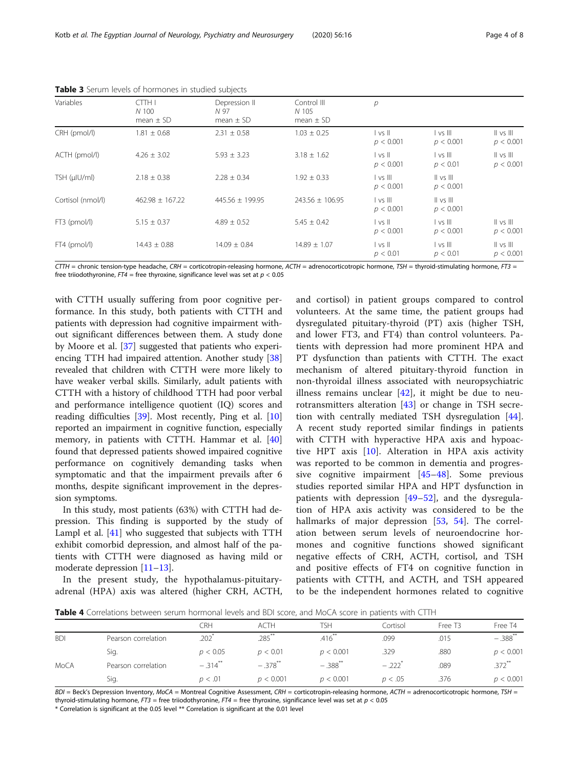**Table 3** Serum levels of hormones in studied subjects

| Variables | CTTH I<br>N 100<br>mean ± SD | Depression II<br>N 97<br>mean ± SD | Control III<br>N 105<br>mean ± SD | p | | |
|---|---|---|---|---|---|---|
| CRH (pmol/l) | 1.81 ± 0.68 | 2.31 ± 0.58 | 1.03 ± 0.25 | I vs II<br>$p < 0.001$ | I vs III<br>$p < 0.001$ | II vs III<br>$p < 0.001$ |
| ACTH (pmol/l) | 4.26 ± 3.02 | 5.93 ± 3.23 | 3.18 ± 1.62 | I vs II<br>$p < 0.001$ | I vs III<br>$p < 0.01$ | II vs III<br>$p < 0.001$ |
| TSH (μIU/ml) | 2.18 ± 0.38 | 2.28 ± 0.34 | 1.92 ± 0.33 | I vs III<br>$p < 0.001$ | II vs III<br>$p < 0.001$ | |
| Cortisol (nmol/l) | 462.98 ± 167.22 | 445.56 ± 199.95 | 243.56 ± 106.95 | I vs III<br>$p < 0.001$ | II vs III<br>$p < 0.001$ | |
| FT3 (pmol/l) | 5.15 ± 0.37 | 4.89 ± 0.52 | 5.45 ± 0.42 | I vs II<br>$p < 0.001$ | I vs III<br>$p < 0.001$ | II vs III<br>$p < 0.001$ |
| FT4 (pmol/l) | 14.43 ± 0.88 | 14.09 ± 0.84 | 14.89 ± 1.07 | I vs II<br>$p < 0.01$ | I vs III<br>$p < 0.01$ | II vs III<br>$p < 0.001$ |

*CTTH* = chronic tension-type headache, *CRH* = corticotropin-releasing hormone, *ACTH* = adrenocorticotropic hormone, *TSH* = thyroid-stimulating hormone, *FT3* = free triiodothyronine, *FT4* = free thyroxine, significance level was set at $p < 0.05$

with CTTH usually suffering from poor cognitive performance. In this study, both patients with CTTH and patients with depression had cognitive impairment without significant differences between them. A study done by Moore et al. [37] suggested that patients who experiencing TTH had impaired attention. Another study [38] revealed that children with CTTH were more likely to have weaker verbal skills. Similarly, adult patients with CTTH with a history of childhood TTH had poor verbal and performance intelligence quotient (IQ) scores and reading difficulties [39]. Most recently, Ping et al. [10] reported an impairment in cognitive function, especially memory, in patients with CTTH. Hammar et al. [40] found that depressed patients showed impaired cognitive performance on cognitively demanding tasks when symptomatic and that the impairment prevails after 6 months, despite significant improvement in the depression symptoms.

In this study, most patients (63%) with CTTH had depression. This finding is supported by the study of Lampl et al. [41] who suggested that subjects with TTH exhibit comorbid depression, and almost half of the patients with CTTH were diagnosed as having mild or moderate depression [11–13].

In the present study, the hypothalamus-pituitary-adrenal (HPA) axis was altered (higher CRH, ACTH, and cortisol) in patient groups compared to control volunteers. At the same time, the patient groups had dysregulated pituitary-thyroid (PT) axis (higher TSH, and lower FT3, and FT4) than control volunteers. Patients with depression had more prominent HPA and PT dysfunction than patients with CTTH. The exact mechanism of altered pituitary-thyroid function in non-thyroidal illness associated with neuropsychiatric illness remains unclear [42], it might be due to neurotransmitters alteration [43] or change in TSH secretion with centrally mediated TSH dysregulation [44]. A recent study reported similar findings in patients with CTTH with hyperactive HPA axis and hypoactive HPT axis [10]. Alteration in HPA axis activity was reported to be common in dementia and progressive cognitive impairment [45–48]. Some previous studies reported similar HPA and HPT dysfunction in patients with depression [49–52], and the dysregulation of HPA axis activity was considered to be the hallmarks of major depression [53, 54]. The correlation between serum levels of neuroendocrine hormones and cognitive functions showed significant negative effects of CRH, ACTH, cortisol, and TSH and positive effects of FT4 on cognitive function in patients with CTTH, and ACTH, and TSH appeared to be the independent hormones related to cognitive

**Table 4** Correlations between serum hormonal levels and BDI score, and MoCA score in patients with CTTH

| | | CRH | ACTH | TSH | Cortisol | Free T3 | Free T4 |
|---|---|---|---|---|---|---|---|
| BDI | Pearson correlation | .202* | .285** | .416** | .099 | .015 | − .388** |
| | Sig. | $p < 0.05$ | $p < 0.01$ | $p < 0.001$ | .329 | .880 | $p < 0.001$ |
| MoCA | Pearson correlation | − .314** | − .378** | − .388** | − .222* | .089 | .372** |
| | Sig. | $p < .01$ | $p < 0.001$ | $p < 0.001$ | $p < .05$ | .376 | $p < 0.001$ |

*BDI* = Beck's Depression Inventory, *MoCA* = Montreal Cognitive Assessment, *CRH* = corticotropin-releasing hormone, *ACTH* = adrenocorticotropic hormone, *TSH* = thyroid-stimulating hormone, *FT3* = free triiodothyronine, *FT4* = free thyroxine, significance level was set at $p < 0.05$

* Correlation is significant at the 0.05 level ** Correlation is significant at the 0.01 level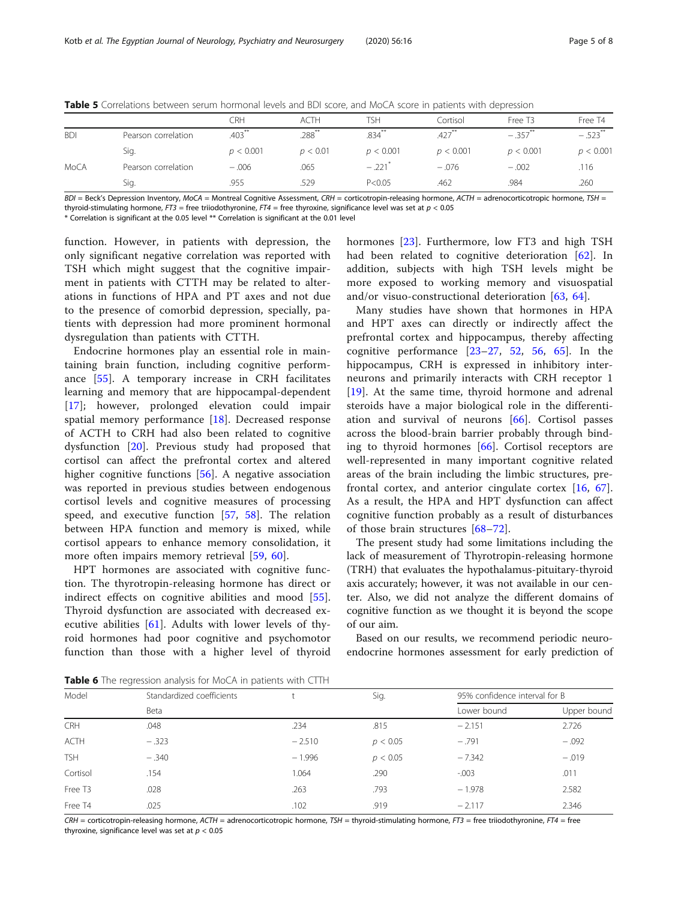**Table 5** Correlations between serum hormonal levels and BDI score, and MoCA score in patients with depression

| | | CRH | ACTH | TSH | Cortisol | Free T3 | Free T4 |
|---|---|---|---|---|---|---|---|
| BDI | Pearson correlation | .403** | .288** | .834** | .427** | − .357** | − .523** |
| | Sig. | $p < 0.001$ | $p < 0.01$ | $p < 0.001$ | $p < 0.001$ | $p < 0.001$ | $p < 0.001$ |
| MoCA | Pearson correlation | − .006 | .065 | − .221* | − .076 | − .002 | .116 |
| | Sig. | .955 | .529 | P<0.05 | .462 | .984 | .260 |

*BDI* = Beck's Depression Inventory, *MoCA* = Montreal Cognitive Assessment, *CRH* = corticotropin-releasing hormone, *ACTH* = adrenocorticotropic hormone, *TSH* = thyroid-stimulating hormone, *FT3* = free triiodothyronine, *FT4* = free thyroxine, significance level was set at $p < 0.05$

\* Correlation is significant at the 0.05 level ** Correlation is significant at the 0.01 level

function. However, in patients with depression, the only significant negative correlation was reported with TSH which might suggest that the cognitive impairment in patients with CTTH may be related to alterations in functions of HPA and PT axes and not due to the presence of comorbid depression, specially, patients with depression had more prominent hormonal dysregulation than patients with CTTH.

Endocrine hormones play an essential role in maintaining brain function, including cognitive performance [55]. A temporary increase in CRH facilitates learning and memory that are hippocampal-dependent [17]; however, prolonged elevation could impair spatial memory performance [18]. Decreased response of ACTH to CRH had also been related to cognitive dysfunction [20]. Previous study had proposed that cortisol can affect the prefrontal cortex and altered higher cognitive functions [56]. A negative association was reported in previous studies between endogenous cortisol levels and cognitive measures of processing speed, and executive function [57, 58]. The relation between HPA function and memory is mixed, while cortisol appears to enhance memory consolidation, it more often impairs memory retrieval [59, 60].

HPT hormones are associated with cognitive function. The thyrotropin-releasing hormone has direct or indirect effects on cognitive abilities and mood [55]. Thyroid dysfunction are associated with decreased executive abilities [61]. Adults with lower levels of thyroid hormones had poor cognitive and psychomotor function than those with a higher level of thyroid hormones [23]. Furthermore, low FT3 and high TSH had been related to cognitive deterioration [62]. In addition, subjects with high TSH levels might be more exposed to working memory and visuospatial and/or visuo-constructional deterioration [63, 64].

Many studies have shown that hormones in HPA and HPT axes can directly or indirectly affect the prefrontal cortex and hippocampus, thereby affecting cognitive performance [23–27, 52, 56, 65]. In the hippocampus, CRH is expressed in inhibitory interneurons and primarily interacts with CRH receptor 1 [19]. At the same time, thyroid hormone and adrenal steroids have a major biological role in the differentiation and survival of neurons [66]. Cortisol passes across the blood-brain barrier probably through binding to thyroid hormones [66]. Cortisol receptors are well-represented in many important cognitive related areas of the brain including the limbic structures, prefrontal cortex, and anterior cingulate cortex [16, 67]. As a result, the HPA and HPT dysfunction can affect cognitive function probably as a result of disturbances of those brain structures [68–72].

The present study had some limitations including the lack of measurement of Thyrotropin-releasing hormone (TRH) that evaluates the hypothalamus-pituitary-thyroid axis accurately; however, it was not available in our center. Also, we did not analyze the different domains of cognitive function as we thought it is beyond the scope of our aim.

Based on our results, we recommend periodic neuroendocrine hormones assessment for early prediction of

**Table 6** The regression analysis for MoCA in patients with CTTH

| Model | Standardized coefficients | t | Sig. | 95% confidence interval for B | |
|---|---|---|---|---|---|
| | Beta | | | Lower bound | Upper bound |
| CRH | .048 | .234 | .815 | − 2.151 | 2.726 |
| ACTH | − .323 | − 2.510 | $p < 0.05$ | − .791 | − .092 |
| TSH | − .340 | − 1.996 | $p < 0.05$ | − 7.342 | − .019 |
| Cortisol | .154 | 1.064 | .290 | -.003 | .011 |
| Free T3 | .028 | .263 | .793 | − 1.978 | 2.582 |
| Free T4 | .025 | .102 | .919 | − 2.117 | 2.346 |

*CRH* = corticotropin-releasing hormone, *ACTH* = adrenocorticotropic hormone, *TSH* = thyroid-stimulating hormone, *FT3* = free triiodothyronine, *FT4* = free thyroxine, significance level was set at $p < 0.05$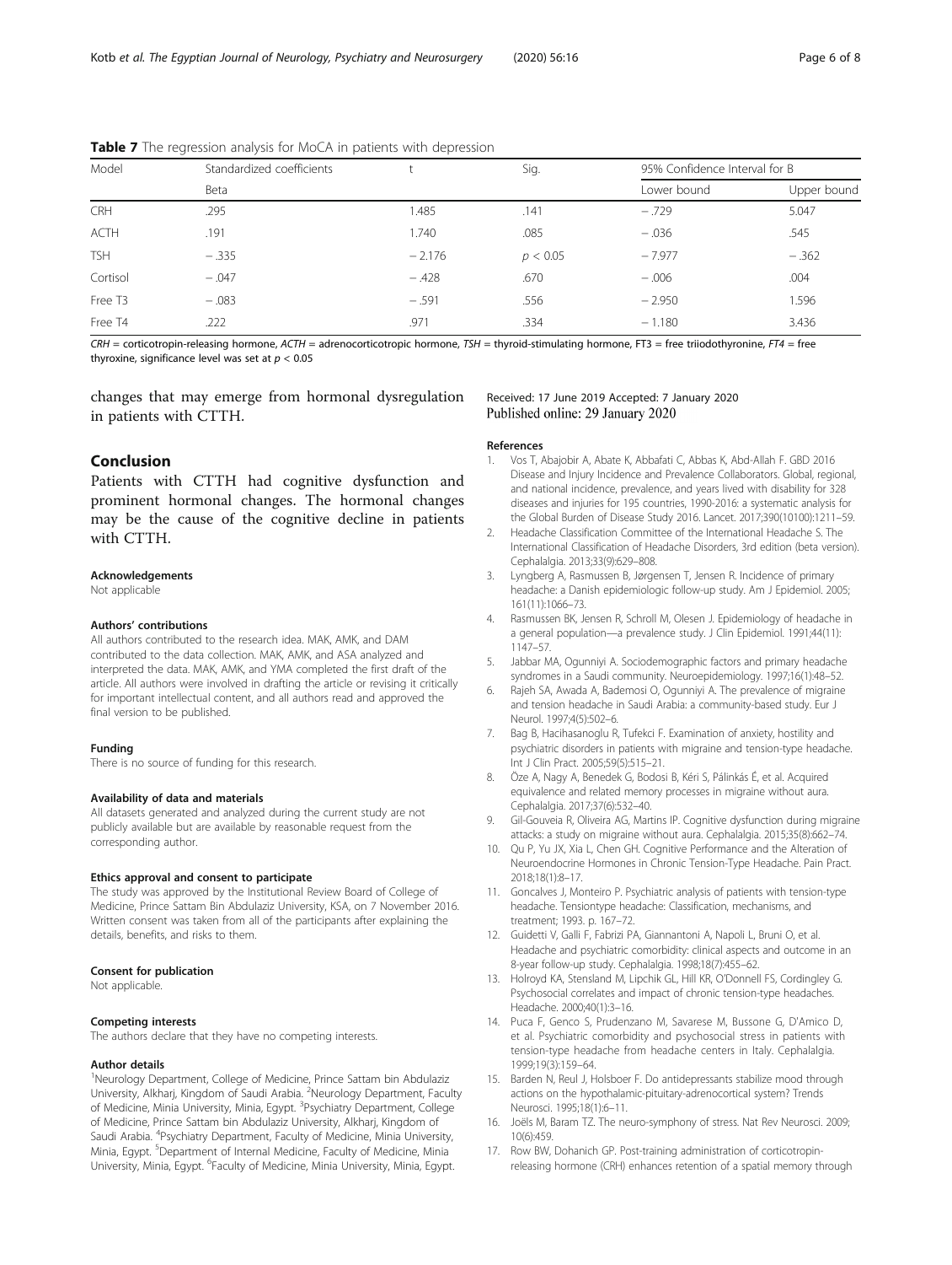**Table 7** The regression analysis for MoCA in patients with depression

| Model | Standardized coefficients | t | Sig. | 95% Confidence Interval for B | |
|---|---|---|---|---|---|
| | Beta | | | Lower bound | Upper bound |
| CRH | .295 | 1.485 | .141 | − .729 | 5.047 |
| ACTH | .191 | 1.740 | .085 | − .036 | .545 |
| TSH | − .335 | − 2.176 | $p < 0.05$ | − 7.977 | − .362 |
| Cortisol | − .047 | − .428 | .670 | − .006 | .004 |
| Free T3 | − .083 | − .591 | .556 | − 2.950 | 1.596 |
| Free T4 | .222 | .971 | .334 | − 1.180 | 3.436 |

*CRH* = corticotropin-releasing hormone, *ACTH* = adrenocorticotropic hormone, *TSH* = thyroid-stimulating hormone, FT3 = free triiodothyronine, *FT4* = free thyroxine, significance level was set at $p < 0.05$

changes that may emerge from hormonal dysregulation in patients with CTTH.

## Conclusion

Patients with CTTH had cognitive dysfunction and prominent hormonal changes. The hormonal changes may be the cause of the cognitive decline in patients with CTTH.

#### Acknowledgements

Not applicable

#### Authors' contributions

All authors contributed to the research idea. MAK, AMK, and DAM contributed to the data collection. MAK, AMK, and ASA analyzed and interpreted the data. MAK, AMK, and YMA completed the first draft of the article. All authors were involved in drafting the article or revising it critically for important intellectual content, and all authors read and approved the final version to be published.

#### Funding

There is no source of funding for this research.

#### Availability of data and materials

All datasets generated and analyzed during the current study are not publicly available but are available by reasonable request from the corresponding author.

#### Ethics approval and consent to participate

The study was approved by the Institutional Review Board of College of Medicine, Prince Sattam Bin Abdulaziz University, KSA, on 7 November 2016. Written consent was taken from all of the participants after explaining the details, benefits, and risks to them.

#### Consent for publication

Not applicable.

#### Competing interests

The authors declare that they have no competing interests.

#### Author details

[1]Neurology Department, College of Medicine, Prince Sattam bin Abdulaziz University, Alkharj, Kingdom of Saudi Arabia. [2]Neurology Department, Faculty of Medicine, Minia University, Minia, Egypt. [3]Psychiatry Department, College of Medicine, Prince Sattam bin Abdulaziz University, Alkharj, Kingdom of Saudi Arabia. [4]Psychiatry Department, Faculty of Medicine, Minia University, Minia, Egypt. [5]Department of Internal Medicine, Faculty of Medicine, Minia University, Minia, Egypt. [6]Faculty of Medicine, Minia University, Minia, Egypt.

Received: 17 June 2019 Accepted: 7 January 2020
Published online: 29 January 2020

#### References

1. Vos T, Abajobir A, Abate K, Abbafati C, Abbas K, Abd-Allah F. GBD 2016 Disease and Injury Incidence and Prevalence Collaborators. Global, regional, and national incidence, prevalence, and years lived with disability for 328 diseases and injuries for 195 countries, 1990-2016: a systematic analysis for the Global Burden of Disease Study 2016. Lancet. 2017;390(10100):1211–59.
2. Headache Classification Committee of the International Headache S. The International Classification of Headache Disorders, 3rd edition (beta version). Cephalalgia. 2013;33(9):629–808.
3. Lyngberg A, Rasmussen B, Jørgensen T, Jensen R. Incidence of primary headache: a Danish epidemiologic follow-up study. Am J Epidemiol. 2005; 161(11):1066–73.
4. Rasmussen BK, Jensen R, Schroll M, Olesen J. Epidemiology of headache in a general population—a prevalence study. J Clin Epidemiol. 1991;44(11): 1147–57.
5. Jabbar MA, Ogunniyi A. Sociodemographic factors and primary headache syndromes in a Saudi community. Neuroepidemiology. 1997;16(1):48–52.
6. Rajeh SA, Awada A, Bademosi O, Ogunniyi A. The prevalence of migraine and tension headache in Saudi Arabia: a community-based study. Eur J Neurol. 1997;4(5):502–6.
7. Bag B, Hacihasanoglu R, Tufekci F. Examination of anxiety, hostility and psychiatric disorders in patients with migraine and tension-type headache. Int J Clin Pract. 2005;59(5):515–21.
8. Öze A, Nagy A, Benedek G, Bodosi B, Kéri S, Pálinkás É, et al. Acquired equivalence and related memory processes in migraine without aura. Cephalalgia. 2017;37(6):532–40.
9. Gil-Gouveia R, Oliveira AG, Martins IP. Cognitive dysfunction during migraine attacks: a study on migraine without aura. Cephalalgia. 2015;35(8):662–74.
10. Qu P, Yu JX, Xia L, Chen GH. Cognitive Performance and the Alteration of Neuroendocrine Hormones in Chronic Tension-Type Headache. Pain Pract. 2018;18(1):8–17.
11. Goncalves J, Monteiro P. Psychiatric analysis of patients with tension-type headache. Tensiontype headache: Classification, mechanisms, and treatment; 1993. p. 167–72.
12. Guidetti V, Galli F, Fabrizi PA, Giannantoni A, Napoli L, Bruni O, et al. Headache and psychiatric comorbidity: clinical aspects and outcome in an 8-year follow-up study. Cephalalgia. 1998;18(7):455–62.
13. Holroyd KA, Stensland M, Lipchik GL, Hill KR, O'Donnell FS, Cordingley G. Psychosocial correlates and impact of chronic tension-type headaches. Headache. 2000;40(1):3–16.
14. Puca F, Genco S, Prudenzano M, Savarese M, Bussone G, D'Amico D, et al. Psychiatric comorbidity and psychosocial stress in patients with tension-type headache from headache centers in Italy. Cephalalgia. 1999;19(3):159–64.
15. Barden N, Reul J, Holsboer F. Do antidepressants stabilize mood through actions on the hypothalamic-pituitary-adrenocortical system? Trends Neurosci. 1995;18(1):6–11.
16. Joëls M, Baram TZ. The neuro-symphony of stress. Nat Rev Neurosci. 2009; 10(6):459.
17. Row BW, Dohanich GP. Post-training administration of corticotropin-releasing hormone (CRH) enhances retention of a spatial memory through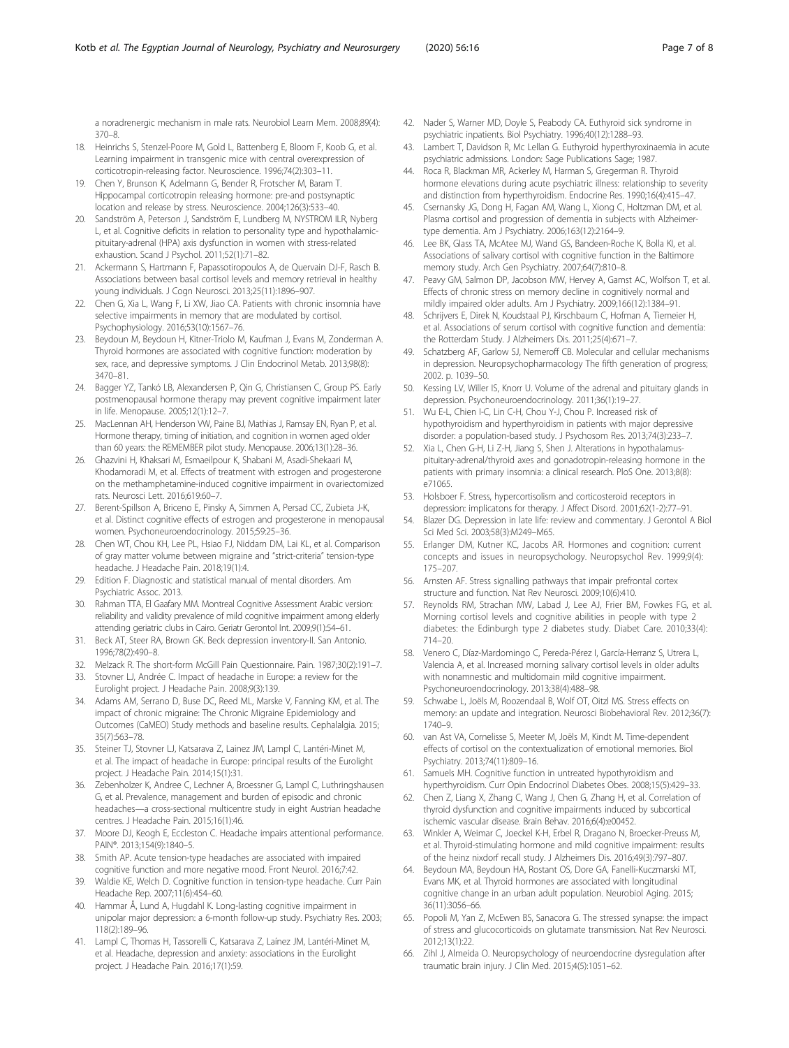a noradrenergic mechanism in male rats. Neurobiol Learn Mem. 2008;89(4): 370–8.

18. Heinrichs S, Stenzel-Poore M, Gold L, Battenberg E, Bloom F, Koob G, et al. Learning impairment in transgenic mice with central overexpression of corticotropin-releasing factor. Neuroscience. 1996;74(2):303–11.
19. Chen Y, Brunson K, Adelmann G, Bender R, Frotscher M, Baram T. Hippocampal corticotropin releasing hormone: pre-and postsynaptic location and release by stress. Neuroscience. 2004;126(3):533–40.
20. Sandström A, Peterson J, Sandström E, Lundberg M, NYSTROM ILR, Nyberg L, et al. Cognitive deficits in relation to personality type and hypothalamic-pituitary-adrenal (HPA) axis dysfunction in women with stress-related exhaustion. Scand J Psychol. 2011;52(1):71–82.
21. Ackermann S, Hartmann F, Papassotiropoulos A, de Quervain DJ-F, Rasch B. Associations between basal cortisol levels and memory retrieval in healthy young individuals. J Cogn Neurosci. 2013;25(11):1896–907.
22. Chen G, Xia L, Wang F, Li XW, Jiao CA. Patients with chronic insomnia have selective impairments in memory that are modulated by cortisol. Psychophysiology. 2016;53(10):1567–76.
23. Beydoun M, Beydoun H, Kitner-Triolo M, Kaufman J, Evans M, Zonderman A. Thyroid hormones are associated with cognitive function: moderation by sex, race, and depressive symptoms. J Clin Endocrinol Metab. 2013;98(8): 3470–81.
24. Bagger YZ, Tankó LB, Alexandersen P, Qin G, Christiansen C, Group PS. Early postmenopausal hormone therapy may prevent cognitive impairment later in life. Menopause. 2005;12(1):12–7.
25. MacLennan AH, Henderson VW, Paine BJ, Mathias J, Ramsay EN, Ryan P, et al. Hormone therapy, timing of initiation, and cognition in women aged older than 60 years: the REMEMBER pilot study. Menopause. 2006;13(1):28–36.
26. Ghazvini H, Khaksari M, Esmaeilpour K, Shabani M, Asadi-Shekaari M, Khodamoradi M, et al. Effects of treatment with estrogen and progesterone on the methamphetamine-induced cognitive impairment in ovariectomized rats. Neurosci Lett. 2016;619:60–7.
27. Berent-Spillson A, Briceno E, Pinsky A, Simmen A, Persad CC, Zubieta J-K, et al. Distinct cognitive effects of estrogen and progesterone in menopausal women. Psychoneuroendocrinology. 2015;59:25–36.
28. Chen WT, Chou KH, Lee PL, Hsiao FJ, Niddam DM, Lai KL, et al. Comparison of gray matter volume between migraine and "strict-criteria" tension-type headache. J Headache Pain. 2018;19(1):4.
29. Edition F. Diagnostic and statistical manual of mental disorders. Am Psychiatric Assoc. 2013.
30. Rahman TTA, El Gaafary MM. Montreal Cognitive Assessment Arabic version: reliability and validity prevalence of mild cognitive impairment among elderly attending geriatric clubs in Cairo. Geriatr Gerontol Int. 2009;9(1):54–61.
31. Beck AT, Steer RA, Brown GK. Beck depression inventory-II. San Antonio. 1996;78(2):490–8.
32. Melzack R. The short-form McGill Pain Questionnaire. Pain. 1987;30(2):191–7.
33. Stovner LJ, Andrée C. Impact of headache in Europe: a review for the Eurolight project. J Headache Pain. 2008;9(3):139.
34. Adams AM, Serrano D, Buse DC, Reed ML, Marske V, Fanning KM, et al. The impact of chronic migraine: The Chronic Migraine Epidemiology and Outcomes (CaMEO) Study methods and baseline results. Cephalalgia. 2015; 35(7):563–78.
35. Steiner TJ, Stovner LJ, Katsarava Z, Lainez JM, Lampl C, Lantéri-Minet M, et al. The impact of headache in Europe: principal results of the Eurolight project. J Headache Pain. 2014;15(1):31.
36. Zebenholzer K, Andree C, Lechner A, Broessner G, Lampl C, Luthringshausen G, et al. Prevalence, management and burden of episodic and chronic headaches—a cross-sectional multicentre study in eight Austrian headache centres. J Headache Pain. 2015;16(1):46.
37. Moore DJ, Keogh E, Eccleston C. Headache impairs attentional performance. PAIN®. 2013;154(9):1840–5.
38. Smith AP. Acute tension-type headaches are associated with impaired cognitive function and more negative mood. Front Neurol. 2016;7:42.
39. Waldie KE, Welch D. Cognitive function in tension-type headache. Curr Pain Headache Rep. 2007;11(6):454–60.
40. Hammar Å, Lund A, Hugdahl K. Long-lasting cognitive impairment in unipolar major depression: a 6-month follow-up study. Psychiatry Res. 2003; 118(2):189–96.
41. Lampl C, Thomas H, Tassorelli C, Katsarava Z, Laínez JM, Lantéri-Minet M, et al. Headache, depression and anxiety: associations in the Eurolight project. J Headache Pain. 2016;17(1):59.
42. Nader S, Warner MD, Doyle S, Peabody CA. Euthyroid sick syndrome in psychiatric inpatients. Biol Psychiatry. 1996;40(12):1288–93.
43. Lambert T, Davidson R, Mc Lellan G. Euthyroid hyperthyroxinaemia in acute psychiatric admissions. London: Sage Publications Sage; 1987.
44. Roca R, Blackman MR, Ackerley M, Harman S, Gregerman R. Thyroid hormone elevations during acute psychiatric illness: relationship to severity and distinction from hyperthyroidism. Endocrine Res. 1990;16(4):415–47.
45. Csernansky JG, Dong H, Fagan AM, Wang L, Xiong C, Holtzman DM, et al. Plasma cortisol and progression of dementia in subjects with Alzheimer-type dementia. Am J Psychiatry. 2006;163(12):2164–9.
46. Lee BK, Glass TA, McAtee MJ, Wand GS, Bandeen-Roche K, Bolla KI, et al. Associations of salivary cortisol with cognitive function in the Baltimore memory study. Arch Gen Psychiatry. 2007;64(7):810–8.
47. Peavy GM, Salmon DP, Jacobson MW, Hervey A, Gamst AC, Wolfson T, et al. Effects of chronic stress on memory decline in cognitively normal and mildly impaired older adults. Am J Psychiatry. 2009;166(12):1384–91.
48. Schrijvers E, Direk N, Koudstaal PJ, Kirschbaum C, Hofman A, Tiemeier H, et al. Associations of serum cortisol with cognitive function and dementia: the Rotterdam Study. J Alzheimers Dis. 2011;25(4):671–7.
49. Schatzberg AF, Garlow SJ, Nemeroff CB. Molecular and cellular mechanisms in depression. Neuropsychopharmacology The fifth generation of progress; 2002. p. 1039–50.
50. Kessing LV, Willer IS, Knorr U. Volume of the adrenal and pituitary glands in depression. Psychoneuroendocrinology. 2011;36(1):19–27.
51. Wu E-L, Chien I-C, Lin C-H, Chou Y-J, Chou P. Increased risk of hypothyroidism and hyperthyroidism in patients with major depressive disorder: a population-based study. J Psychosom Res. 2013;74(3):233–7.
52. Xia L, Chen G-H, Li Z-H, Jiang S, Shen J. Alterations in hypothalamus-pituitary-adrenal/thyroid axes and gonadotropin-releasing hormone in the patients with primary insomnia: a clinical research. PloS One. 2013;8(8): e71065.
53. Holsboer F. Stress, hypercortisolism and corticosteroid receptors in depression: implicatons for therapy. J Affect Disord. 2001;62(1-2):77–91.
54. Blazer DG. Depression in late life: review and commentary. J Gerontol A Biol Sci Med Sci. 2003;58(3):M249–M65.
55. Erlanger DM, Kutner KC, Jacobs AR. Hormones and cognition: current concepts and issues in neuropsychology. Neuropsychol Rev. 1999;9(4): 175–207.
56. Arnsten AF. Stress signalling pathways that impair prefrontal cortex structure and function. Nat Rev Neurosci. 2009;10(6):410.
57. Reynolds RM, Strachan MW, Labad J, Lee AJ, Frier BM, Fowkes FG, et al. Morning cortisol levels and cognitive abilities in people with type 2 diabetes: the Edinburgh type 2 diabetes study. Diabet Care. 2010;33(4): 714–20.
58. Venero C, Díaz-Mardomingo C, Pereda-Pérez I, García-Herranz S, Utrera L, Valencia A, et al. Increased morning salivary cortisol levels in older adults with nonamnestic and multidomain mild cognitive impairment. Psychoneuroendocrinology. 2013;38(4):488–98.
59. Schwabe L, Joëls M, Roozendaal B, Wolf OT, Oitzl MS. Stress effects on memory: an update and integration. Neurosci Biobehavioral Rev. 2012;36(7): 1740–9.
60. van Ast VA, Cornelisse S, Meeter M, Joëls M, Kindt M. Time-dependent effects of cortisol on the contextualization of emotional memories. Biol Psychiatry. 2013;74(11):809–16.
61. Samuels MH. Cognitive function in untreated hypothyroidism and hyperthyroidism. Curr Opin Endocrinol Diabetes Obes. 2008;15(5):429–33.
62. Chen Z, Liang X, Zhang C, Wang J, Chen G, Zhang H, et al. Correlation of thyroid dysfunction and cognitive impairments induced by subcortical ischemic vascular disease. Brain Behav. 2016;6(4):e00452.
63. Winkler A, Weimar C, Joeckel K-H, Erbel R, Dragano N, Broecker-Preuss M, et al. Thyroid-stimulating hormone and mild cognitive impairment: results of the heinz nixdorf recall study. J Alzheimers Dis. 2016;49(3):797–807.
64. Beydoun MA, Beydoun HA, Rostant OS, Dore GA, Fanelli-Kuczmarski MT, Evans MK, et al. Thyroid hormones are associated with longitudinal cognitive change in an urban adult population. Neurobiol Aging. 2015; 36(11):3056–66.
65. Popoli M, Yan Z, McEwen BS, Sanacora G. The stressed synapse: the impact of stress and glucocorticoids on glutamate transmission. Nat Rev Neurosci. 2012;13(1):22.
66. Zihl J, Almeida O. Neuropsychology of neuroendocrine dysregulation after traumatic brain injury. J Clin Med. 2015;4(5):1051–62.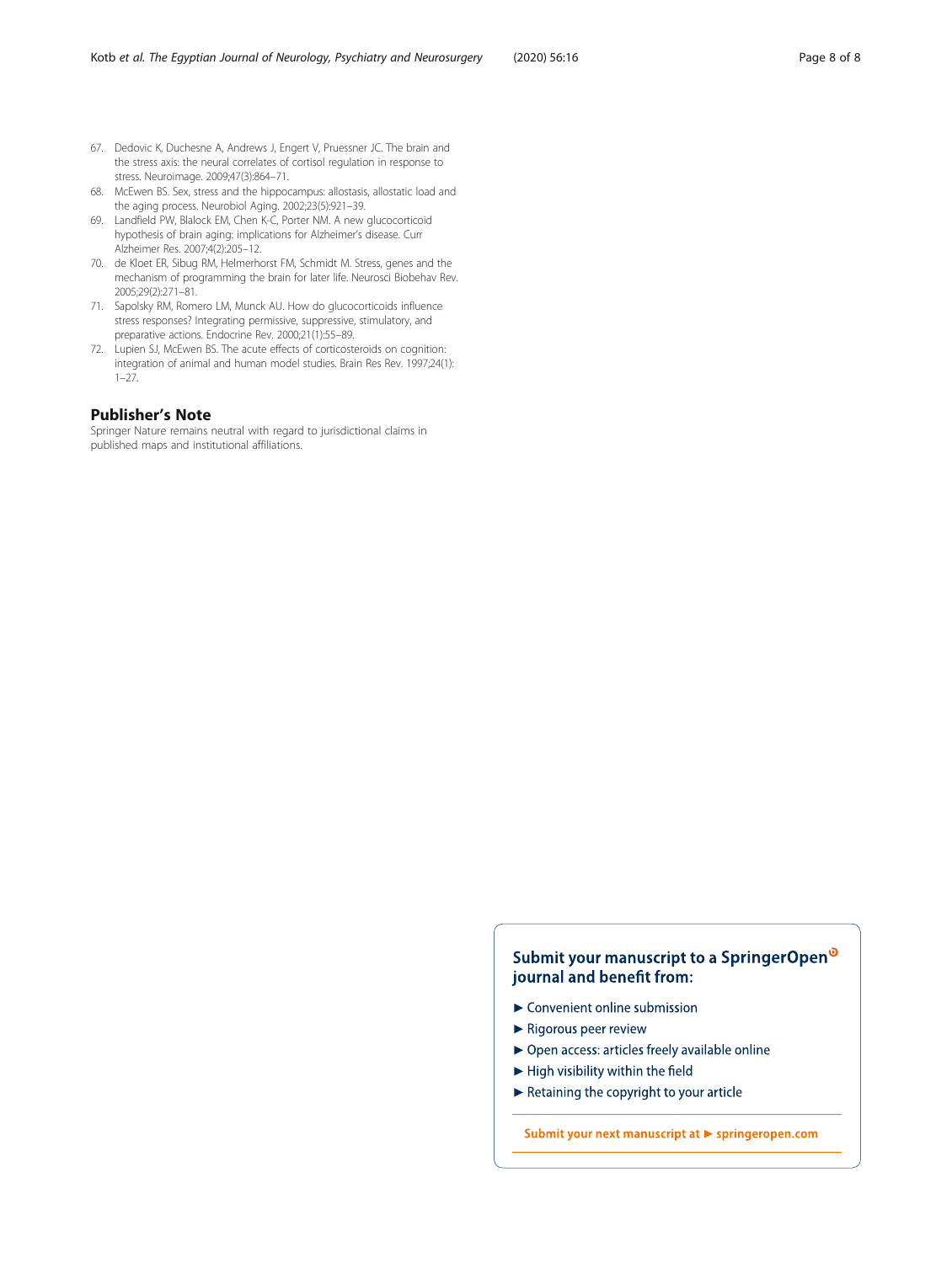67. Dedovic K, Duchesne A, Andrews J, Engert V, Pruessner JC. The brain and the stress axis: the neural correlates of cortisol regulation in response to stress. Neuroimage. 2009;47(3):864–71.
68. McEwen BS. Sex, stress and the hippocampus: allostasis, allostatic load and the aging process. Neurobiol Aging. 2002;23(5):921–39.
69. Landfield PW, Blalock EM, Chen K-C, Porter NM. A new glucocorticoid hypothesis of brain aging: implications for Alzheimer's disease. Curr Alzheimer Res. 2007;4(2):205–12.
70. de Kloet ER, Sibug RM, Helmerhorst FM, Schmidt M. Stress, genes and the mechanism of programming the brain for later life. Neurosci Biobehav Rev. 2005;29(2):271–81.
71. Sapolsky RM, Romero LM, Munck AU. How do glucocorticoids influence stress responses? Integrating permissive, suppressive, stimulatory, and preparative actions. Endocrine Rev. 2000;21(1):55–89.
72. Lupien SJ, McEwen BS. The acute effects of corticosteroids on cognition: integration of animal and human model studies. Brain Res Rev. 1997;24(1): 1–27.

## Publisher's Note

Springer Nature remains neutral with regard to jurisdictional claims in published maps and institutional affiliations.

**Submit your manuscript to a SpringerOpen journal and benefit from:**

- ► Convenient online submission
- ► Rigorous peer review
- ► Open access: articles freely available online
- ► High visibility within the field
- ► Retaining the copyright to your article

**Submit your next manuscript at ► springeropen.com**